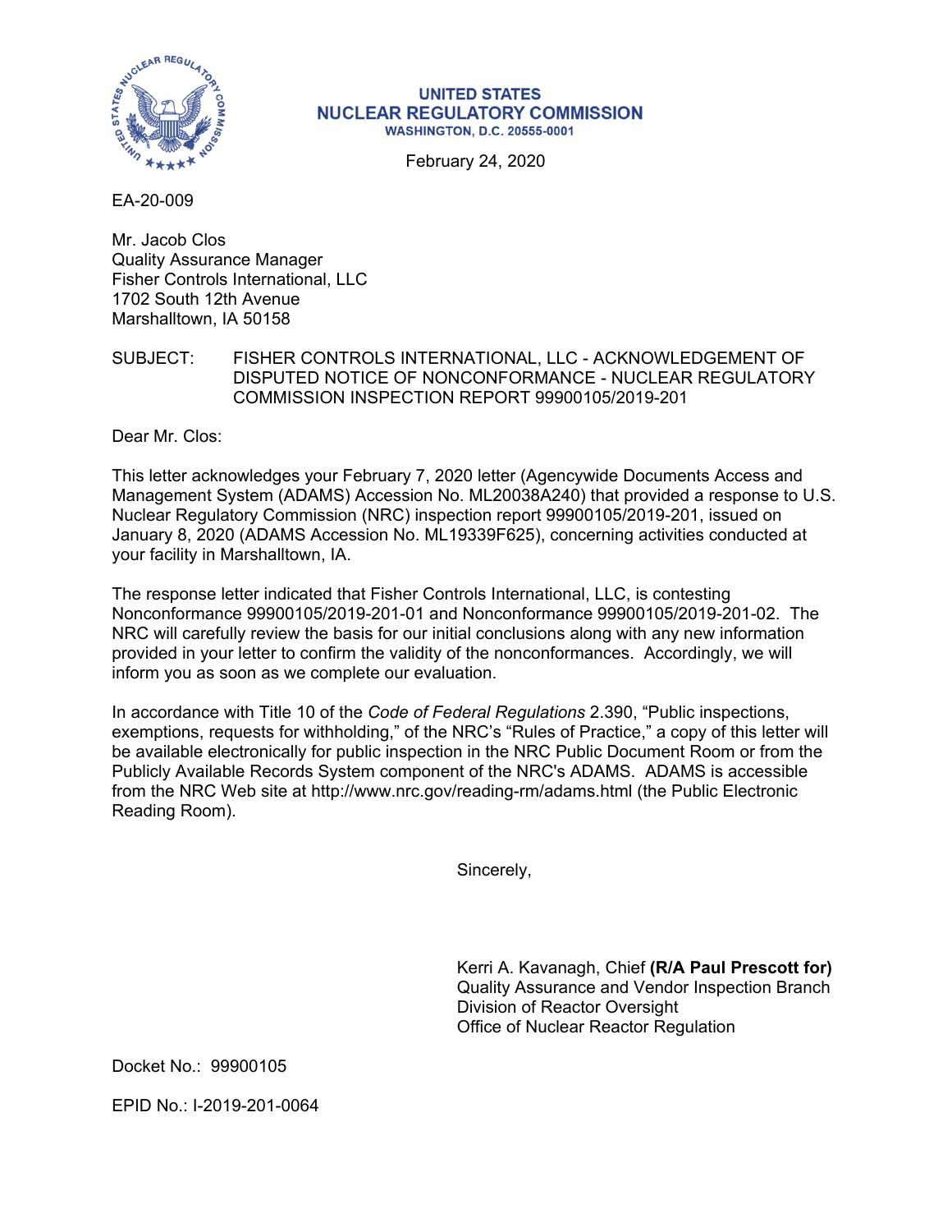UNITED STATES
NUCLEAR REGULATORY COMMISSION
WASHINGTON, D.C. 20555-0001

February 24, 2020

EA-20-009

Mr. Jacob Clos
Quality Assurance Manager
Fisher Controls International, LLC
1702 South 12th Avenue
Marshalltown, IA 50158

SUBJECT: FISHER CONTROLS INTERNATIONAL, LLC - ACKNOWLEDGEMENT OF DISPUTED NOTICE OF NONCONFORMANCE - NUCLEAR REGULATORY COMMISSION INSPECTION REPORT 99900105/2019-201

Dear Mr. Clos:

This letter acknowledges your February 7, 2020 letter (Agencywide Documents Access and Management System (ADAMS) Accession No. ML20038A240) that provided a response to U.S. Nuclear Regulatory Commission (NRC) inspection report 99900105/2019-201, issued on January 8, 2020 (ADAMS Accession No. ML19339F625), concerning activities conducted at your facility in Marshalltown, IA.

The response letter indicated that Fisher Controls International, LLC, is contesting Nonconformance 99900105/2019-201-01 and Nonconformance 99900105/2019-201-02. The NRC will carefully review the basis for our initial conclusions along with any new information provided in your letter to confirm the validity of the nonconformances. Accordingly, we will inform you as soon as we complete our evaluation.

In accordance with Title 10 of the *Code of Federal Regulations* 2.390, "Public inspections, exemptions, requests for withholding," of the NRC's "Rules of Practice," a copy of this letter will be available electronically for public inspection in the NRC Public Document Room or from the Publicly Available Records System component of the NRC's ADAMS. ADAMS is accessible from the NRC Web site at http://www.nrc.gov/reading-rm/adams.html (the Public Electronic Reading Room).

Sincerely,

Kerri A. Kavanagh, Chief **(R/A Paul Prescott for)**
Quality Assurance and Vendor Inspection Branch
Division of Reactor Oversight
Office of Nuclear Reactor Regulation

Docket No.: 99900105

EPID No.: I-2019-201-0064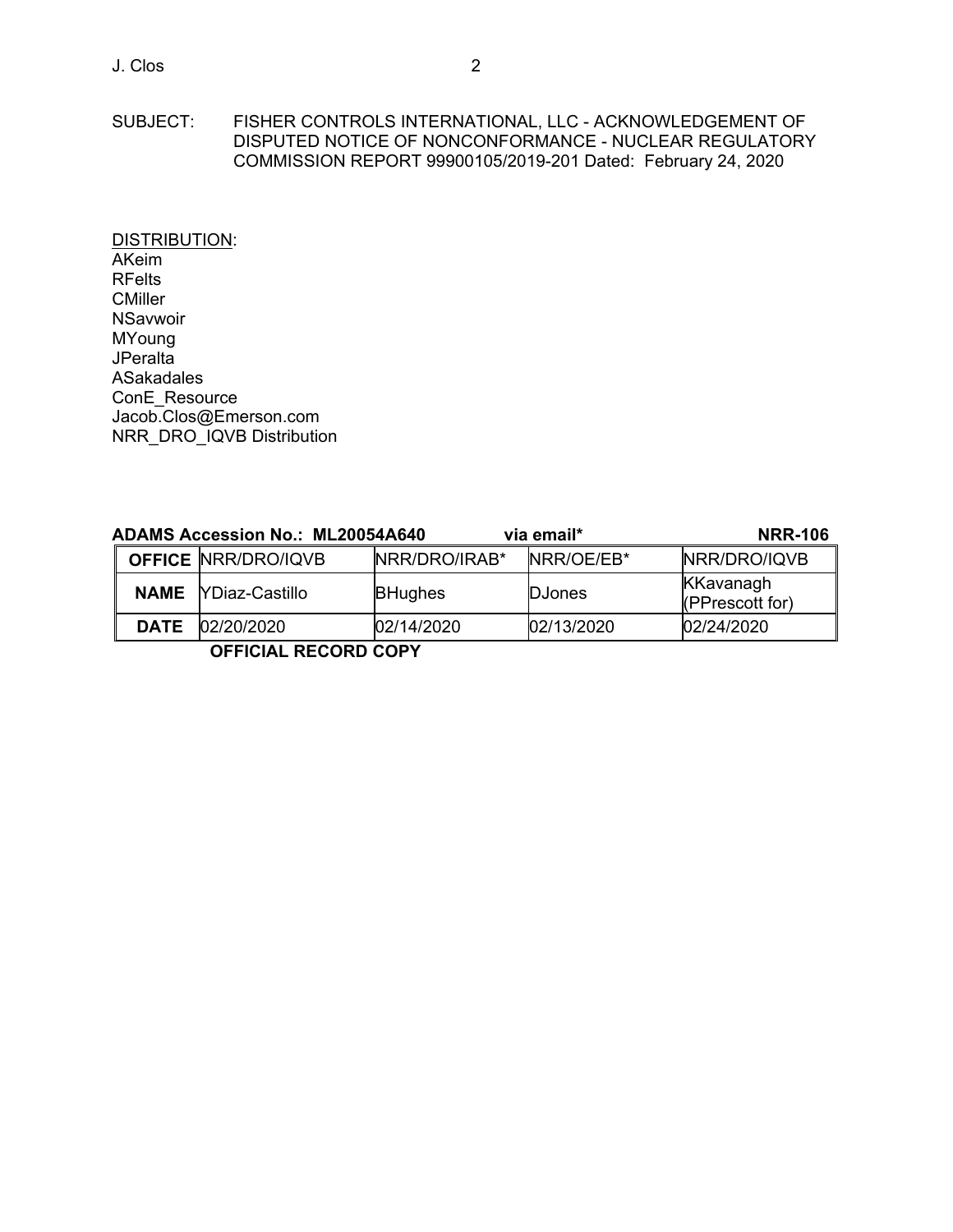SUBJECT: FISHER CONTROLS INTERNATIONAL, LLC - ACKNOWLEDGEMENT OF DISPUTED NOTICE OF NONCONFORMANCE - NUCLEAR REGULATORY COMMISSION REPORT 99900105/2019-201 Dated: February 24, 2020

DISTRIBUTION:
AKeim
RFelts
CMiller
NSavwoir
MYoung
JPeralta
ASakadales
ConE_Resource
Jacob.Clos@Emerson.com
NRR_DRO_IQVB Distribution

**ADAMS Accession No.: ML20054A640** **via email*** **NRR-106**

| | | | | |
|---|---|---|---|---|
| **OFFICE** | NRR/DRO/IQVB | NRR/DRO/IRAB* | NRR/OE/EB* | NRR/DRO/IQVB |
| **NAME** | YDiaz-Castillo | BHughes | DJones | KKavanagh (PPrescott for) |
| **DATE** | 02/20/2020 | 02/14/2020 | 02/13/2020 | 02/24/2020 |

**OFFICIAL RECORD COPY**